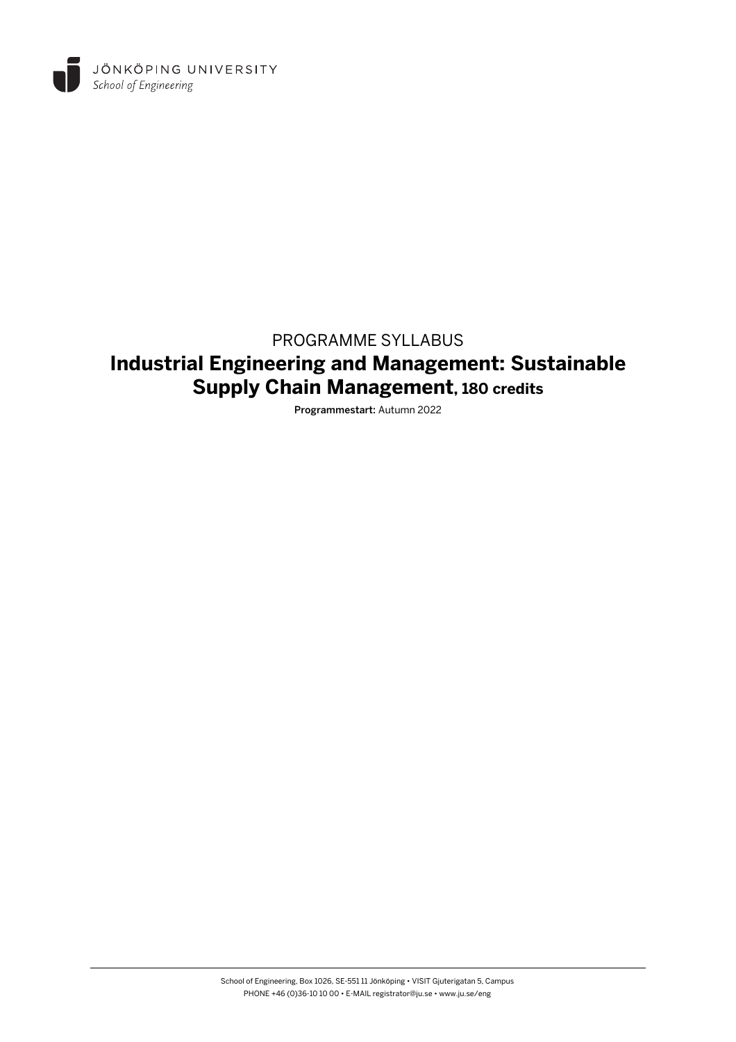JÖNKÖPING UNIVERSITY
*School of Engineering*

PROGRAMME SYLLABUS

# Industrial Engineering and Management: Sustainable Supply Chain Management, 180 credits

**Programmestart:** Autumn 2022

School of Engineering, Box 1026, SE-551 11 Jönköping • VISIT Gjuterigatan 5, Campus
PHONE +46 (0)36-10 10 00 • E-MAIL registrator@ju.se • www.ju.se/eng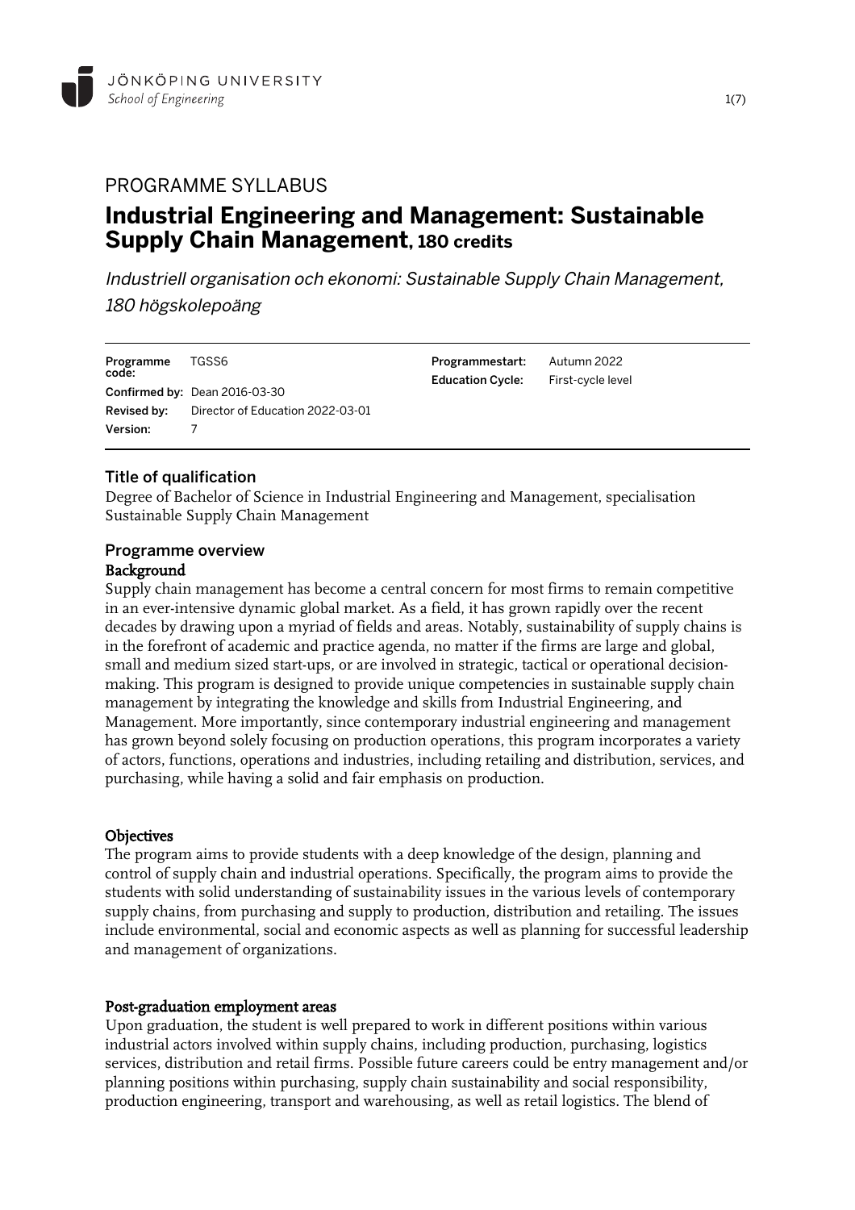# PROGRAMME SYLLABUS

## Industrial Engineering and Management: Sustainable Supply Chain Management, 180 credits

*Industriell organisation och ekonomi: Sustainable Supply Chain Management, 180 högskolepoäng*

| | | | |
|---|---|---|---|
| **Programme code:** | TGSS6 | **Programmestart:** | Autumn 2022 |
| **Confirmed by:** | Dean 2016-03-30 | **Education Cycle:** | First-cycle level |
| **Revised by:** | Director of Education 2022-03-01 | | |
| **Version:** | 7 | | |

### Title of qualification

Degree of Bachelor of Science in Industrial Engineering and Management, specialisation Sustainable Supply Chain Management

### Programme overview

**Background**

Supply chain management has become a central concern for most firms to remain competitive in an ever-intensive dynamic global market. As a field, it has grown rapidly over the recent decades by drawing upon a myriad of fields and areas. Notably, sustainability of supply chains is in the forefront of academic and practice agenda, no matter if the firms are large and global, small and medium sized start-ups, or are involved in strategic, tactical or operational decision-making. This program is designed to provide unique competencies in sustainable supply chain management by integrating the knowledge and skills from Industrial Engineering, and Management. More importantly, since contemporary industrial engineering and management has grown beyond solely focusing on production operations, this program incorporates a variety of actors, functions, operations and industries, including retailing and distribution, services, and purchasing, while having a solid and fair emphasis on production.

**Objectives**

The program aims to provide students with a deep knowledge of the design, planning and control of supply chain and industrial operations. Specifically, the program aims to provide the students with solid understanding of sustainability issues in the various levels of contemporary supply chains, from purchasing and supply to production, distribution and retailing. The issues include environmental, social and economic aspects as well as planning for successful leadership and management of organizations.

**Post-graduation employment areas**

Upon graduation, the student is well prepared to work in different positions within various industrial actors involved within supply chains, including production, purchasing, logistics services, distribution and retail firms. Possible future careers could be entry management and/or planning positions within purchasing, supply chain sustainability and social responsibility, production engineering, transport and warehousing, as well as retail logistics. The blend of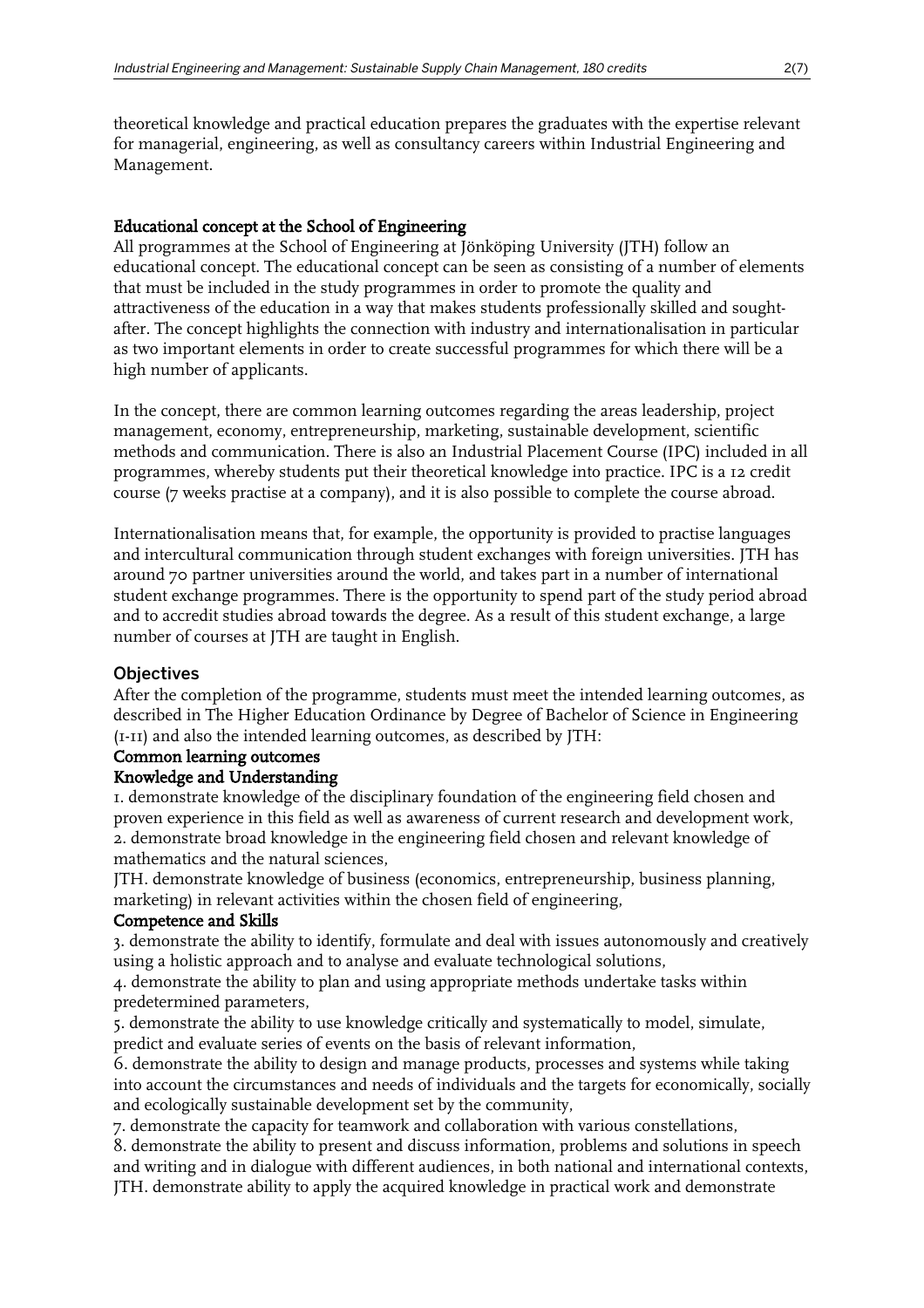theoretical knowledge and practical education prepares the graduates with the expertise relevant for managerial, engineering, as well as consultancy careers within Industrial Engineering and Management.

### Educational concept at the School of Engineering

All programmes at the School of Engineering at Jönköping University (JTH) follow an educational concept. The educational concept can be seen as consisting of a number of elements that must be included in the study programmes in order to promote the quality and attractiveness of the education in a way that makes students professionally skilled and sought-after. The concept highlights the connection with industry and internationalisation in particular as two important elements in order to create successful programmes for which there will be a high number of applicants.

In the concept, there are common learning outcomes regarding the areas leadership, project management, economy, entrepreneurship, marketing, sustainable development, scientific methods and communication. There is also an Industrial Placement Course (IPC) included in all programmes, whereby students put their theoretical knowledge into practice. IPC is a 12 credit course (7 weeks practise at a company), and it is also possible to complete the course abroad.

Internationalisation means that, for example, the opportunity is provided to practise languages and intercultural communication through student exchanges with foreign universities. JTH has around 70 partner universities around the world, and takes part in a number of international student exchange programmes. There is the opportunity to spend part of the study period abroad and to accredit studies abroad towards the degree. As a result of this student exchange, a large number of courses at JTH are taught in English.

## Objectives

After the completion of the programme, students must meet the intended learning outcomes, as described in The Higher Education Ordinance by Degree of Bachelor of Science in Engineering (1-11) and also the intended learning outcomes, as described by JTH:

### Common learning outcomes

### Knowledge and Understanding

1. demonstrate knowledge of the disciplinary foundation of the engineering field chosen and proven experience in this field as well as awareness of current research and development work,
2. demonstrate broad knowledge in the engineering field chosen and relevant knowledge of mathematics and the natural sciences,

JTH. demonstrate knowledge of business (economics, entrepreneurship, business planning, marketing) in relevant activities within the chosen field of engineering,

### Competence and Skills

3. demonstrate the ability to identify, formulate and deal with issues autonomously and creatively using a holistic approach and to analyse and evaluate technological solutions,
4. demonstrate the ability to plan and using appropriate methods undertake tasks within predetermined parameters,
5. demonstrate the ability to use knowledge critically and systematically to model, simulate, predict and evaluate series of events on the basis of relevant information,
6. demonstrate the ability to design and manage products, processes and systems while taking into account the circumstances and needs of individuals and the targets for economically, socially and ecologically sustainable development set by the community,
7. demonstrate the capacity for teamwork and collaboration with various constellations,
8. demonstrate the ability to present and discuss information, problems and solutions in speech and writing and in dialogue with different audiences, in both national and international contexts,

JTH. demonstrate ability to apply the acquired knowledge in practical work and demonstrate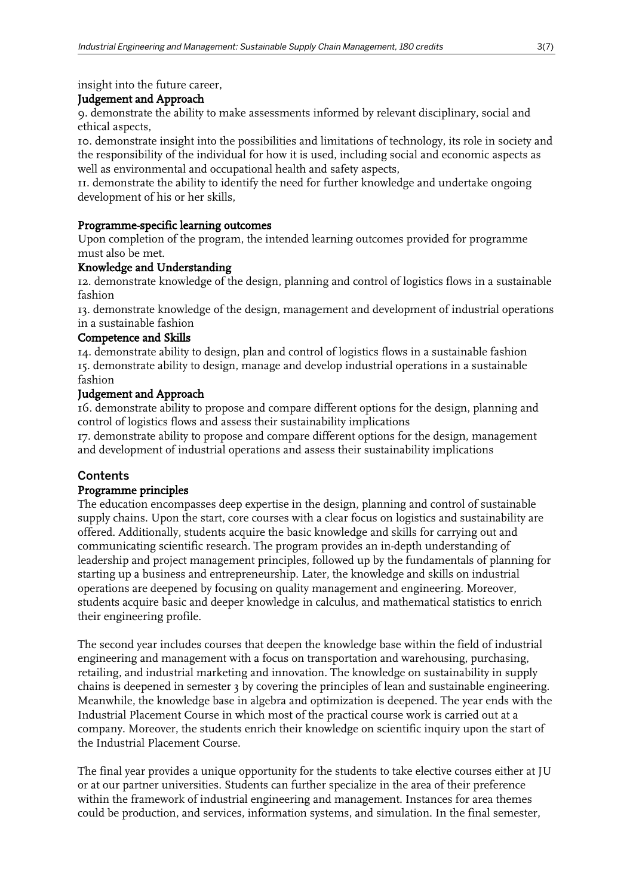insight into the future career,

### Judgement and Approach

9. demonstrate the ability to make assessments informed by relevant disciplinary, social and ethical aspects,
10. demonstrate insight into the possibilities and limitations of technology, its role in society and the responsibility of the individual for how it is used, including social and economic aspects as well as environmental and occupational health and safety aspects,
11. demonstrate the ability to identify the need for further knowledge and undertake ongoing development of his or her skills,

### Programme-specific learning outcomes

Upon completion of the program, the intended learning outcomes provided for programme must also be met.

### Knowledge and Understanding

12. demonstrate knowledge of the design, planning and control of logistics flows in a sustainable fashion
13. demonstrate knowledge of the design, management and development of industrial operations in a sustainable fashion

### Competence and Skills

14. demonstrate ability to design, plan and control of logistics flows in a sustainable fashion
15. demonstrate ability to design, manage and develop industrial operations in a sustainable fashion

### Judgement and Approach

16. demonstrate ability to propose and compare different options for the design, planning and control of logistics flows and assess their sustainability implications
17. demonstrate ability to propose and compare different options for the design, management and development of industrial operations and assess their sustainability implications

## Contents

### Programme principles

The education encompasses deep expertise in the design, planning and control of sustainable supply chains. Upon the start, core courses with a clear focus on logistics and sustainability are offered. Additionally, students acquire the basic knowledge and skills for carrying out and communicating scientific research. The program provides an in-depth understanding of leadership and project management principles, followed up by the fundamentals of planning for starting up a business and entrepreneurship. Later, the knowledge and skills on industrial operations are deepened by focusing on quality management and engineering. Moreover, students acquire basic and deeper knowledge in calculus, and mathematical statistics to enrich their engineering profile.

The second year includes courses that deepen the knowledge base within the field of industrial engineering and management with a focus on transportation and warehousing, purchasing, retailing, and industrial marketing and innovation. The knowledge on sustainability in supply chains is deepened in semester 3 by covering the principles of lean and sustainable engineering. Meanwhile, the knowledge base in algebra and optimization is deepened. The year ends with the Industrial Placement Course in which most of the practical course work is carried out at a company. Moreover, the students enrich their knowledge on scientific inquiry upon the start of the Industrial Placement Course.

The final year provides a unique opportunity for the students to take elective courses either at JU or at our partner universities. Students can further specialize in the area of their preference within the framework of industrial engineering and management. Instances for area themes could be production, and services, information systems, and simulation. In the final semester,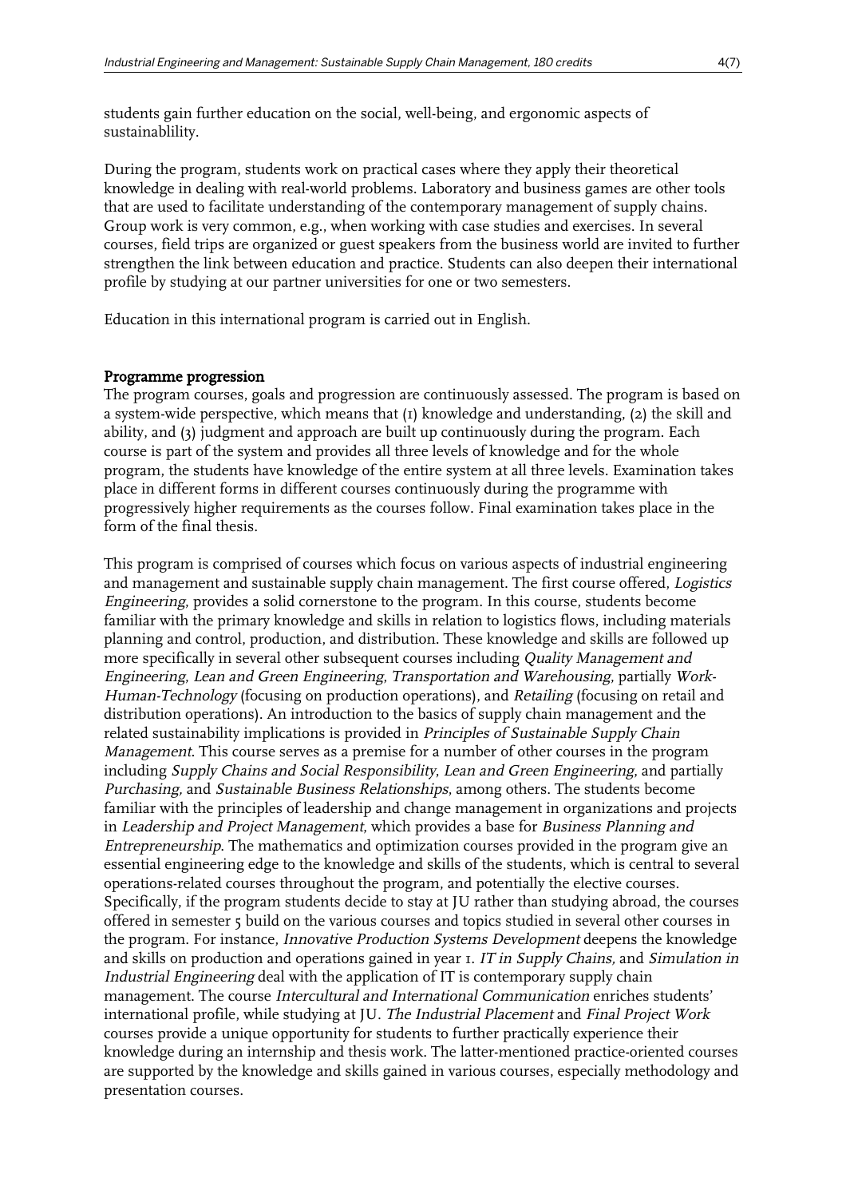students gain further education on the social, well-being, and ergonomic aspects of sustainablility.

During the program, students work on practical cases where they apply their theoretical knowledge in dealing with real-world problems. Laboratory and business games are other tools that are used to facilitate understanding of the contemporary management of supply chains. Group work is very common, e.g., when working with case studies and exercises. In several courses, field trips are organized or guest speakers from the business world are invited to further strengthen the link between education and practice. Students can also deepen their international profile by studying at our partner universities for one or two semesters.

Education in this international program is carried out in English.

**Programme progression**

The program courses, goals and progression are continuously assessed. The program is based on a system-wide perspective, which means that (1) knowledge and understanding, (2) the skill and ability, and (3) judgment and approach are built up continuously during the program. Each course is part of the system and provides all three levels of knowledge and for the whole program, the students have knowledge of the entire system at all three levels. Examination takes place in different forms in different courses continuously during the programme with progressively higher requirements as the courses follow. Final examination takes place in the form of the final thesis.

This program is comprised of courses which focus on various aspects of industrial engineering and management and sustainable supply chain management. The first course offered, *Logistics Engineering*, provides a solid cornerstone to the program. In this course, students become familiar with the primary knowledge and skills in relation to logistics flows, including materials planning and control, production, and distribution. These knowledge and skills are followed up more specifically in several other subsequent courses including *Quality Management and Engineering*, *Lean and Green Engineering*, *Transportation and Warehousing*, partially *Work-Human-Technology* (focusing on production operations), and *Retailing* (focusing on retail and distribution operations). An introduction to the basics of supply chain management and the related sustainability implications is provided in *Principles of Sustainable Supply Chain Management*. This course serves as a premise for a number of other courses in the program including *Supply Chains and Social Responsibility*, *Lean and Green Engineering*, and partially *Purchasing,* and *Sustainable Business Relationships*, among others. The students become familiar with the principles of leadership and change management in organizations and projects in *Leadership and Project Management*, which provides a base for *Business Planning and Entrepreneurship*. The mathematics and optimization courses provided in the program give an essential engineering edge to the knowledge and skills of the students, which is central to several operations-related courses throughout the program, and potentially the elective courses. Specifically, if the program students decide to stay at JU rather than studying abroad, the courses offered in semester 5 build on the various courses and topics studied in several other courses in the program. For instance, *Innovative Production Systems Development* deepens the knowledge and skills on production and operations gained in year 1. *IT in Supply Chains,* and *Simulation in Industrial Engineering* deal with the application of IT is contemporary supply chain management. The course *Intercultural and International Communication* enriches students' international profile, while studying at JU. *The Industrial Placement* and *Final Project Work* courses provide a unique opportunity for students to further practically experience their knowledge during an internship and thesis work. The latter-mentioned practice-oriented courses are supported by the knowledge and skills gained in various courses, especially methodology and presentation courses.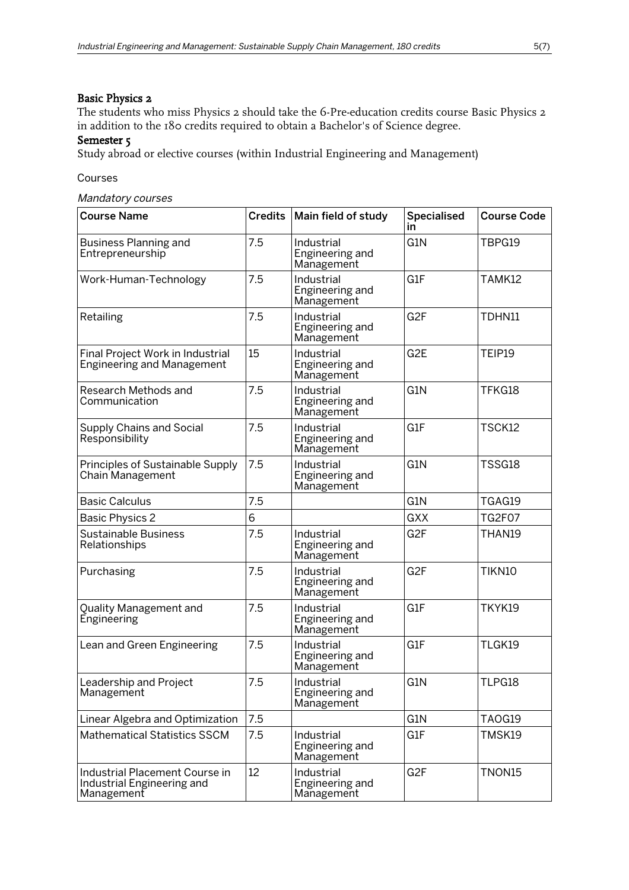### Basic Physics 2

The students who miss Physics 2 should take the 6-Pre-education credits course Basic Physics 2 in addition to the 180 credits required to obtain a Bachelor's of Science degree.

### Semester 5

Study abroad or elective courses (within Industrial Engineering and Management)

Courses

*Mandatory courses*

| Course Name | Credits | Main field of study | Specialised in | Course Code |
|---|---|---|---|---|
| Business Planning and Entrepreneurship | 7.5 | Industrial Engineering and Management | G1N | TBPG19 |
| Work-Human-Technology | 7.5 | Industrial Engineering and Management | G1F | TAMK12 |
| Retailing | 7.5 | Industrial Engineering and Management | G2F | TDHN11 |
| Final Project Work in Industrial Engineering and Management | 15 | Industrial Engineering and Management | G2E | TEIP19 |
| Research Methods and Communication | 7.5 | Industrial Engineering and Management | G1N | TFKG18 |
| Supply Chains and Social Responsibility | 7.5 | Industrial Engineering and Management | G1F | TSCK12 |
| Principles of Sustainable Supply Chain Management | 7.5 | Industrial Engineering and Management | G1N | TSSG18 |
| Basic Calculus | 7.5 | | G1N | TGAG19 |
| Basic Physics 2 | 6 | | GXX | TG2F07 |
| Sustainable Business Relationships | 7.5 | Industrial Engineering and Management | G2F | THAN19 |
| Purchasing | 7.5 | Industrial Engineering and Management | G2F | TIKN10 |
| Quality Management and Engineering | 7.5 | Industrial Engineering and Management | G1F | TKYK19 |
| Lean and Green Engineering | 7.5 | Industrial Engineering and Management | G1F | TLGK19 |
| Leadership and Project Management | 7.5 | Industrial Engineering and Management | G1N | TLPG18 |
| Linear Algebra and Optimization | 7.5 | | G1N | TAOG19 |
| Mathematical Statistics SSCM | 7.5 | Industrial Engineering and Management | G1F | TMSK19 |
| Industrial Placement Course in Industrial Engineering and Management | 12 | Industrial Engineering and Management | G2F | TNON15 |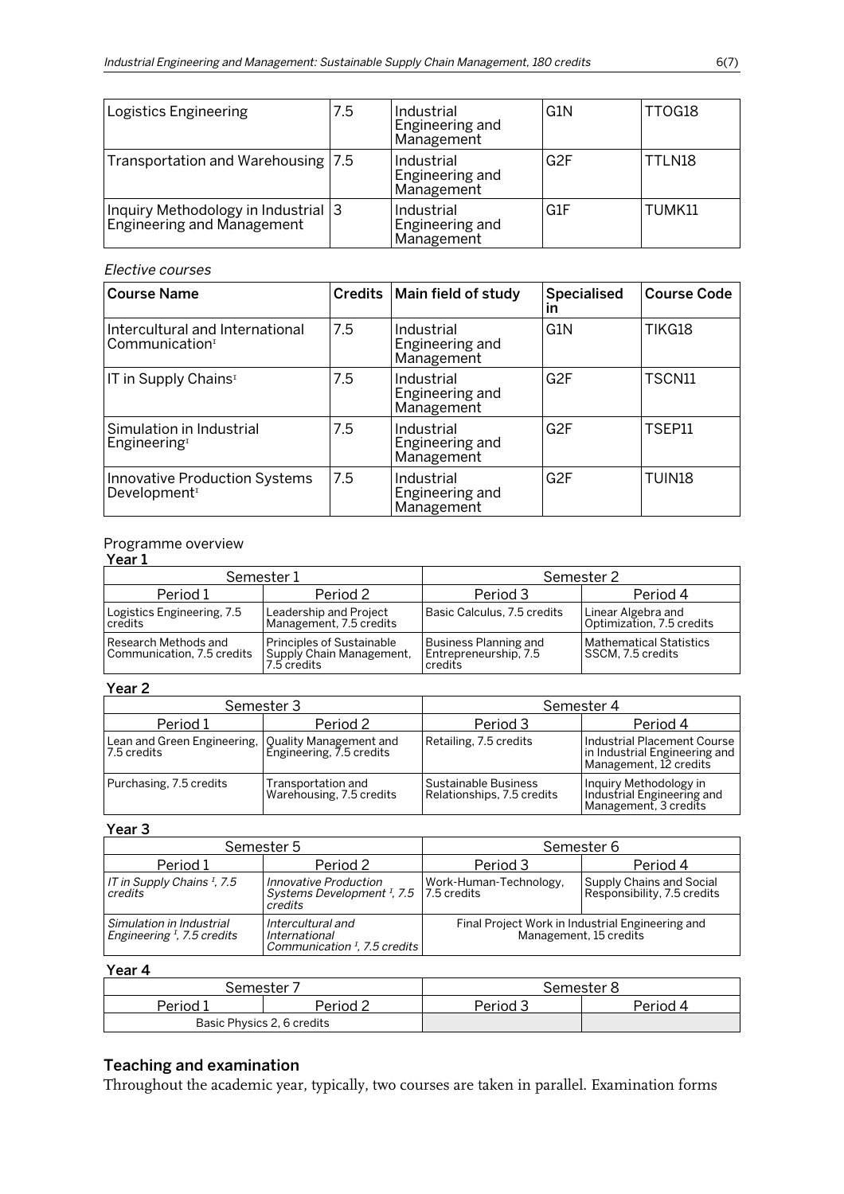| Logistics Engineering | 7.5 | Industrial Engineering and Management | G1N | TTOG18 |
|---|---|---|---|---|
| Transportation and Warehousing | 7.5 | Industrial Engineering and Management | G2F | TTLN18 |
| Inquiry Methodology in Industrial Engineering and Management | 3 | Industrial Engineering and Management | G1F | TUMK11 |

*Elective courses*

| Course Name | Credits | Main field of study | Specialised in | Course Code |
|---|---|---|---|---|
| Intercultural and International Communication[I] | 7.5 | Industrial Engineering and Management | G1N | TIKG18 |
| IT in Supply Chains[I] | 7.5 | Industrial Engineering and Management | G2F | TSCN11 |
| Simulation in Industrial Engineering[I] | 7.5 | Industrial Engineering and Management | G2F | TSEP11 |
| Innovative Production Systems Development[I] | 7.5 | Industrial Engineering and Management | G2F | TUIN18 |

Programme overview

**Year 1**

| Semester 1 | | Semester 2 | |
|---|---|---|---|
| Period 1 | Period 2 | Period 3 | Period 4 |
| Logistics Engineering, 7.5 credits | Leadership and Project Management, 7.5 credits | Basic Calculus, 7.5 credits | Linear Algebra and Optimization, 7.5 credits |
| Research Methods and Communication, 7.5 credits | Principles of Sustainable Supply Chain Management, 7.5 credits | Business Planning and Entrepreneurship, 7.5 credits | Mathematical Statistics SSCM, 7.5 credits |

**Year 2**

| Semester 3 | | Semester 4 | |
|---|---|---|---|
| Period 1 | Period 2 | Period 3 | Period 4 |
| Lean and Green Engineering, 7.5 credits | Quality Management and Engineering, 7.5 credits | Retailing, 7.5 credits | Industrial Placement Course in Industrial Engineering and Management, 12 credits |
| Purchasing, 7.5 credits | Transportation and Warehousing, 7.5 credits | Sustainable Business Relationships, 7.5 credits | Inquiry Methodology in Industrial Engineering and Management, 3 credits |

**Year 3**

| Semester 5 | | Semester 6 | |
|---|---|---|---|
| Period 1 | Period 2 | Period 3 | Period 4 |
| *IT in Supply Chains [I], 7.5 credits* | *Innovative Production Systems Development [I], 7.5 credits* | Work-Human-Technology, 7.5 credits | Supply Chains and Social Responsibility, 7.5 credits |
| *Simulation in Industrial Engineering [I], 7.5 credits* | *Intercultural and International Communication [I], 7.5 credits* | Final Project Work in Industrial Engineering and Management, 15 credits | |

**Year 4**

| Semester 7 | | Semester 8 | |
|---|---|---|---|
| Period 1 | Period 2 | Period 3 | Period 4 |
| Basic Physics 2, 6 credits | | | |

## Teaching and examination

Throughout the academic year, typically, two courses are taken in parallel. Examination forms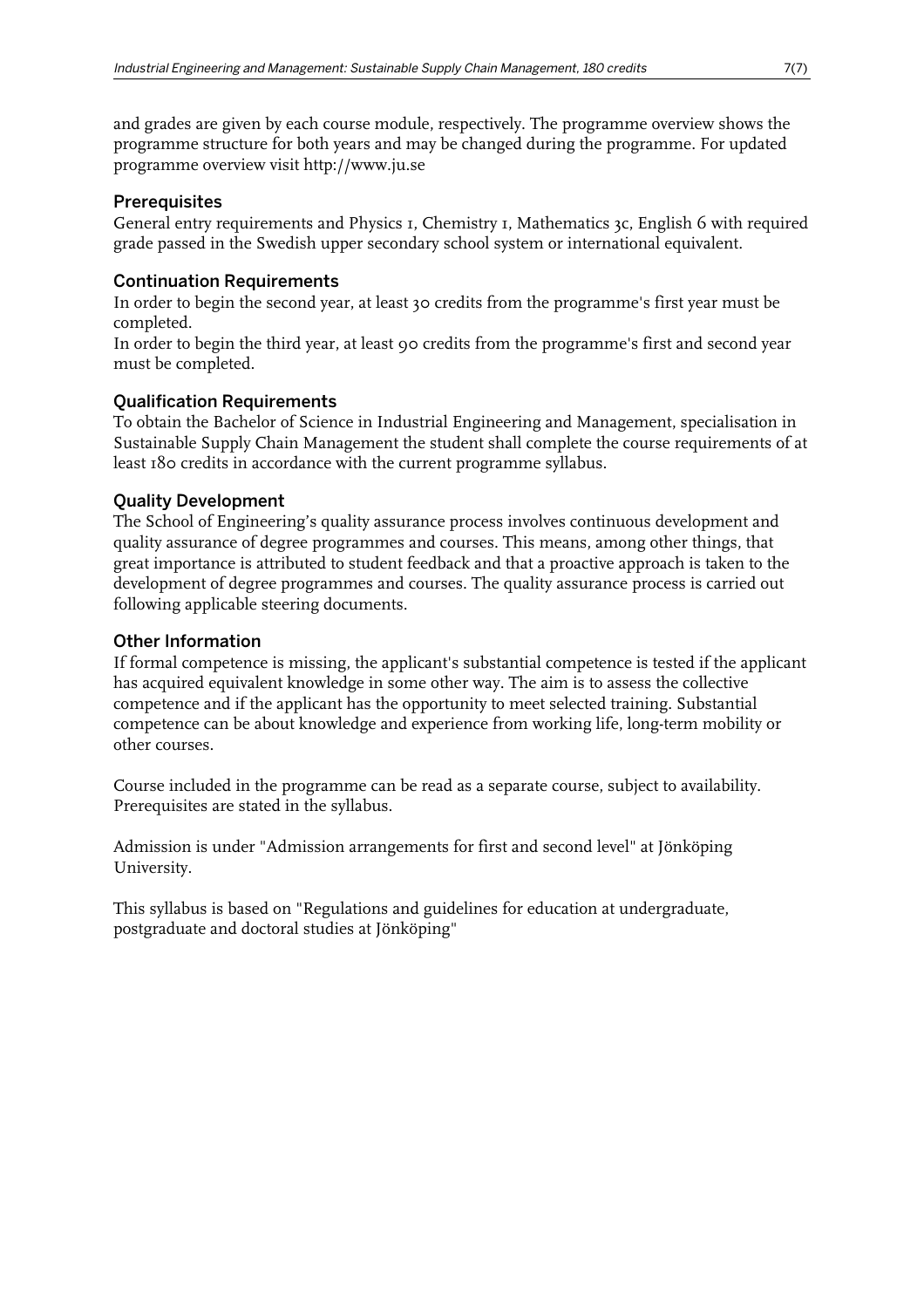and grades are given by each course module, respectively. The programme overview shows the programme structure for both years and may be changed during the programme. For updated programme overview visit http://www.ju.se

## Prerequisites

General entry requirements and Physics 1, Chemistry 1, Mathematics 3c, English 6 with required grade passed in the Swedish upper secondary school system or international equivalent.

## Continuation Requirements

In order to begin the second year, at least 30 credits from the programme's first year must be completed.
In order to begin the third year, at least 90 credits from the programme's first and second year must be completed.

## Qualification Requirements

To obtain the Bachelor of Science in Industrial Engineering and Management, specialisation in Sustainable Supply Chain Management the student shall complete the course requirements of at least 180 credits in accordance with the current programme syllabus.

## Quality Development

The School of Engineering's quality assurance process involves continuous development and quality assurance of degree programmes and courses. This means, among other things, that great importance is attributed to student feedback and that a proactive approach is taken to the development of degree programmes and courses. The quality assurance process is carried out following applicable steering documents.

## Other Information

If formal competence is missing, the applicant's substantial competence is tested if the applicant has acquired equivalent knowledge in some other way. The aim is to assess the collective competence and if the applicant has the opportunity to meet selected training. Substantial competence can be about knowledge and experience from working life, long-term mobility or other courses.

Course included in the programme can be read as a separate course, subject to availability. Prerequisites are stated in the syllabus.

Admission is under "Admission arrangements for first and second level" at Jönköping University.

This syllabus is based on "Regulations and guidelines for education at undergraduate, postgraduate and doctoral studies at Jönköping"